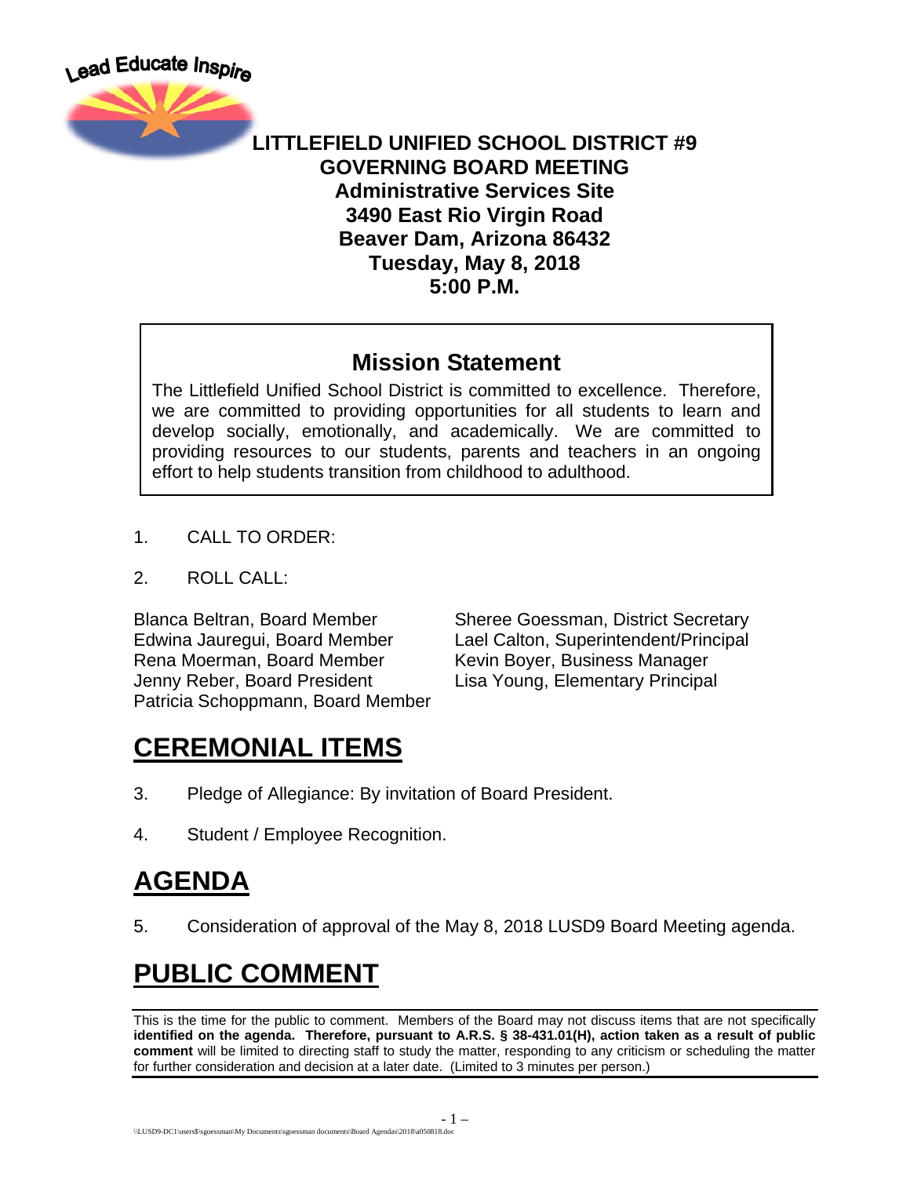Lead Educate Inspire

# LITTLEFIELD UNIFIED SCHOOL DISTRICT #9
## GOVERNING BOARD MEETING
**Administrative Services Site**
**3490 East Rio Virgin Road**
**Beaver Dam, Arizona 86432**
**Tuesday, May 8, 2018**
**5:00 P.M.**

### Mission Statement

The Littlefield Unified School District is committed to excellence. Therefore, we are committed to providing opportunities for all students to learn and develop socially, emotionally, and academically. We are committed to providing resources to our students, parents and teachers in an ongoing effort to help students transition from childhood to adulthood.

1. CALL TO ORDER:

2. ROLL CALL:

Blanca Beltran, Board Member
Edwina Jauregui, Board Member
Rena Moerman, Board Member
Jenny Reber, Board President
Patricia Schoppmann, Board Member

Sheree Goessman, District Secretary
Lael Calton, Superintendent/Principal
Kevin Boyer, Business Manager
Lisa Young, Elementary Principal

## CEREMONIAL ITEMS

3. Pledge of Allegiance: By invitation of Board President.

4. Student / Employee Recognition.

## AGENDA

5. Consideration of approval of the May 8, 2018 LUSD9 Board Meeting agenda.

## PUBLIC COMMENT

This is the time for the public to comment. Members of the Board may not discuss items that are not specifically **identified on the agenda. Therefore, pursuant to A.R.S. § 38-431.01(H), action taken as a result of public comment** will be limited to directing staff to study the matter, responding to any criticism or scheduling the matter for further consideration and decision at a later date. (Limited to 3 minutes per person.)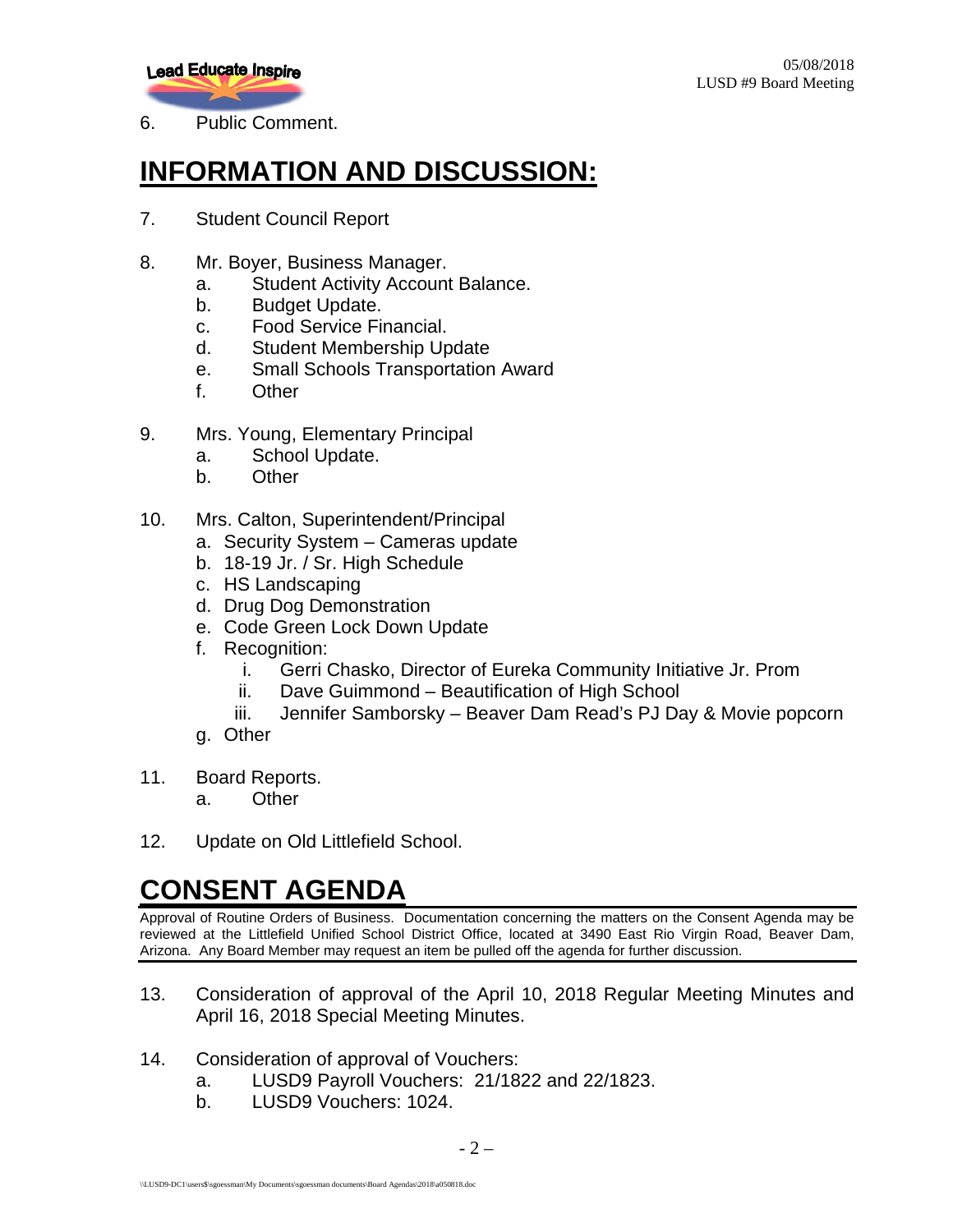6. Public Comment.

# INFORMATION AND DISCUSSION:

7. Student Council Report

8. Mr. Boyer, Business Manager.
   a. Student Activity Account Balance.
   b. Budget Update.
   c. Food Service Financial.
   d. Student Membership Update
   e. Small Schools Transportation Award
   f. Other

9. Mrs. Young, Elementary Principal
   a. School Update.
   b. Other

10. Mrs. Calton, Superintendent/Principal
    a. Security System – Cameras update
    b. 18-19 Jr. / Sr. High Schedule
    c. HS Landscaping
    d. Drug Dog Demonstration
    e. Code Green Lock Down Update
    f. Recognition:
       i. Gerri Chasko, Director of Eureka Community Initiative Jr. Prom
       ii. Dave Guimmond – Beautification of High School
       iii. Jennifer Samborsky – Beaver Dam Read's PJ Day & Movie popcorn
    g. Other

11. Board Reports.
    a. Other

12. Update on Old Littlefield School.

# CONSENT AGENDA

Approval of Routine Orders of Business. Documentation concerning the matters on the Consent Agenda may be reviewed at the Littlefield Unified School District Office, located at 3490 East Rio Virgin Road, Beaver Dam, Arizona. Any Board Member may request an item be pulled off the agenda for further discussion.

13. Consideration of approval of the April 10, 2018 Regular Meeting Minutes and April 16, 2018 Special Meeting Minutes.

14. Consideration of approval of Vouchers:
    a. LUSD9 Payroll Vouchers: 21/1822 and 22/1823.
    b. LUSD9 Vouchers: 1024.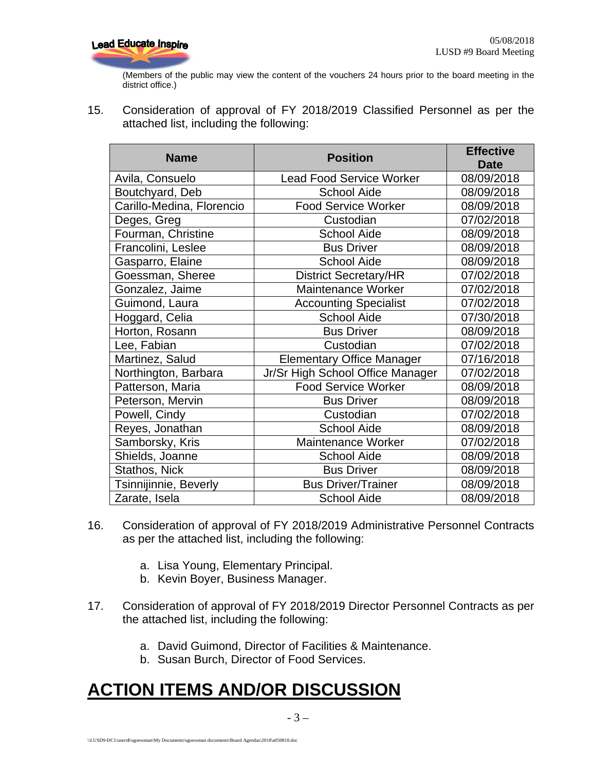(Members of the public may view the content of the vouchers 24 hours prior to the board meeting in the district office.)

15. Consideration of approval of FY 2018/2019 Classified Personnel as per the attached list, including the following:

| Name | Position | Effective Date |
|---|---|---|
| Avila, Consuelo | Lead Food Service Worker | 08/09/2018 |
| Boutchyard, Deb | School Aide | 08/09/2018 |
| Carillo-Medina, Florencio | Food Service Worker | 08/09/2018 |
| Deges, Greg | Custodian | 07/02/2018 |
| Fourman, Christine | School Aide | 08/09/2018 |
| Francolini, Leslee | Bus Driver | 08/09/2018 |
| Gasparro, Elaine | School Aide | 08/09/2018 |
| Goessman, Sheree | District Secretary/HR | 07/02/2018 |
| Gonzalez, Jaime | Maintenance Worker | 07/02/2018 |
| Guimond, Laura | Accounting Specialist | 07/02/2018 |
| Hoggard, Celia | School Aide | 07/30/2018 |
| Horton, Rosann | Bus Driver | 08/09/2018 |
| Lee, Fabian | Custodian | 07/02/2018 |
| Martinez, Salud | Elementary Office Manager | 07/16/2018 |
| Northington, Barbara | Jr/Sr High School Office Manager | 07/02/2018 |
| Patterson, Maria | Food Service Worker | 08/09/2018 |
| Peterson, Mervin | Bus Driver | 08/09/2018 |
| Powell, Cindy | Custodian | 07/02/2018 |
| Reyes, Jonathan | School Aide | 08/09/2018 |
| Samborsky, Kris | Maintenance Worker | 07/02/2018 |
| Shields, Joanne | School Aide | 08/09/2018 |
| Stathos, Nick | Bus Driver | 08/09/2018 |
| Tsinnijinnie, Beverly | Bus Driver/Trainer | 08/09/2018 |
| Zarate, Isela | School Aide | 08/09/2018 |

16. Consideration of approval of FY 2018/2019 Administrative Personnel Contracts as per the attached list, including the following:

    a. Lisa Young, Elementary Principal.
    b. Kevin Boyer, Business Manager.

17. Consideration of approval of FY 2018/2019 Director Personnel Contracts as per the attached list, including the following:

    a. David Guimond, Director of Facilities & Maintenance.
    b. Susan Burch, Director of Food Services.

## ACTION ITEMS AND/OR DISCUSSION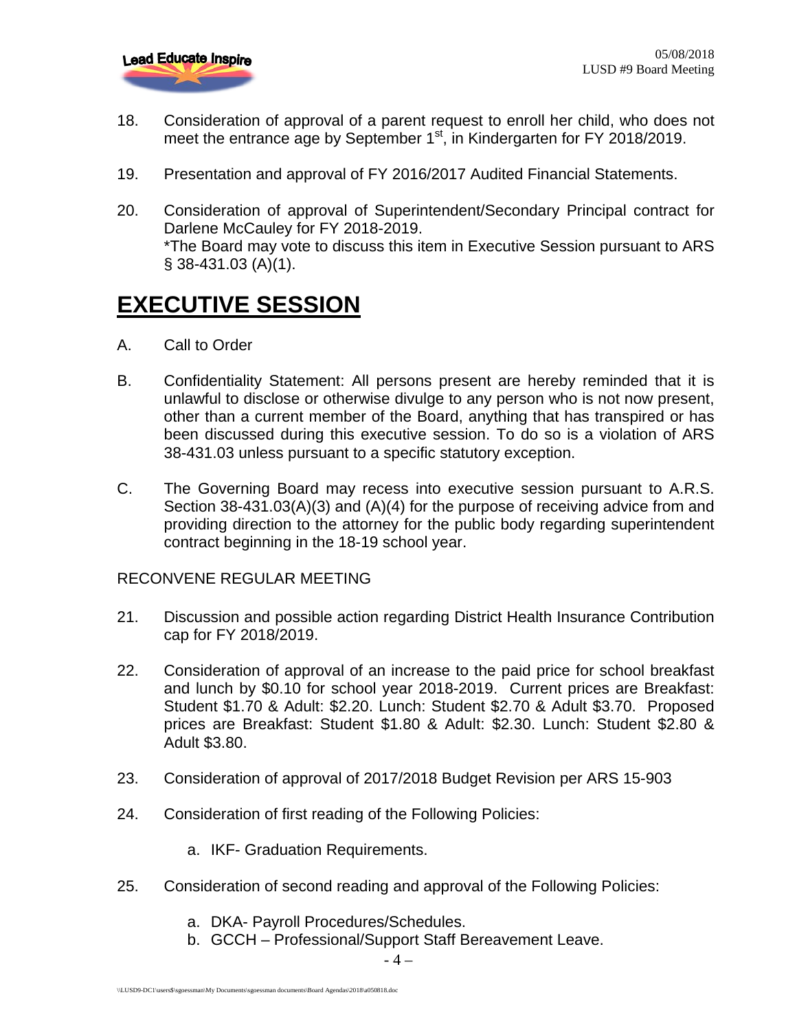18. Consideration of approval of a parent request to enroll her child, who does not meet the entrance age by September 1st, in Kindergarten for FY 2018/2019.

19. Presentation and approval of FY 2016/2017 Audited Financial Statements.

20. Consideration of approval of Superintendent/Secondary Principal contract for Darlene McCauley for FY 2018-2019.
    *The Board may vote to discuss this item in Executive Session pursuant to ARS § 38-431.03 (A)(1).

# EXECUTIVE SESSION

A. Call to Order

B. Confidentiality Statement: All persons present are hereby reminded that it is unlawful to disclose or otherwise divulge to any person who is not now present, other than a current member of the Board, anything that has transpired or has been discussed during this executive session. To do so is a violation of ARS 38-431.03 unless pursuant to a specific statutory exception.

C. The Governing Board may recess into executive session pursuant to A.R.S. Section 38-431.03(A)(3) and (A)(4) for the purpose of receiving advice from and providing direction to the attorney for the public body regarding superintendent contract beginning in the 18-19 school year.

RECONVENE REGULAR MEETING

21. Discussion and possible action regarding District Health Insurance Contribution cap for FY 2018/2019.

22. Consideration of approval of an increase to the paid price for school breakfast and lunch by $0.10 for school year 2018-2019. Current prices are Breakfast: Student $1.70 & Adult: $2.20. Lunch: Student $2.70 & Adult $3.70. Proposed prices are Breakfast: Student $1.80 & Adult: $2.30. Lunch: Student $2.80 & Adult $3.80.

23. Consideration of approval of 2017/2018 Budget Revision per ARS 15-903

24. Consideration of first reading of the Following Policies:

    a. IKF- Graduation Requirements.

25. Consideration of second reading and approval of the Following Policies:

    a. DKA- Payroll Procedures/Schedules.
    b. GCCH – Professional/Support Staff Bereavement Leave.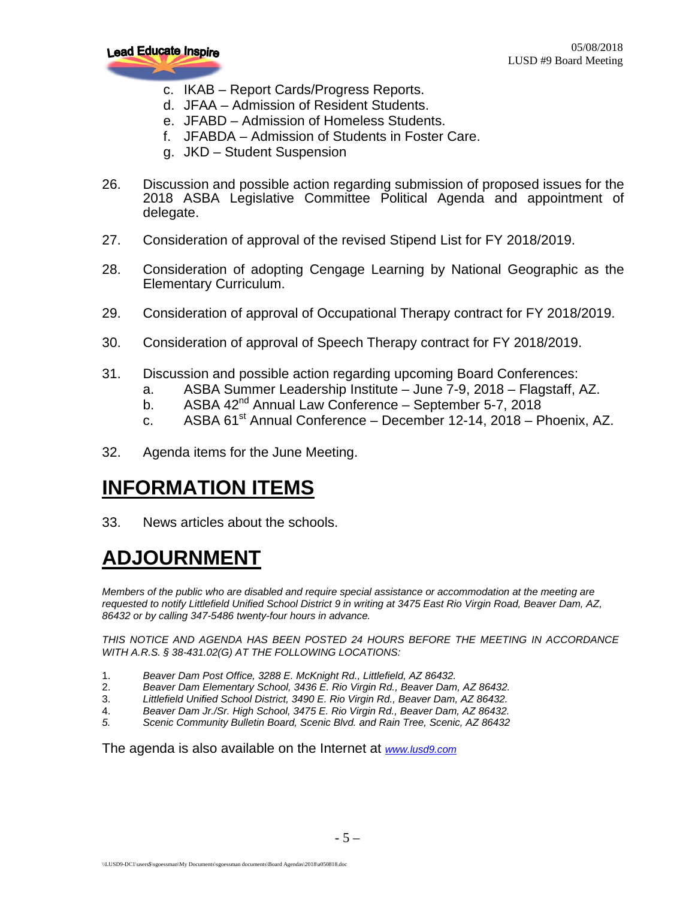c. IKAB – Report Cards/Progress Reports.
d. JFAA – Admission of Resident Students.
e. JFABD – Admission of Homeless Students.
f. JFABDA – Admission of Students in Foster Care.
g. JKD – Student Suspension

26. Discussion and possible action regarding submission of proposed issues for the 2018 ASBA Legislative Committee Political Agenda and appointment of delegate.

27. Consideration of approval of the revised Stipend List for FY 2018/2019.

28. Consideration of adopting Cengage Learning by National Geographic as the Elementary Curriculum.

29. Consideration of approval of Occupational Therapy contract for FY 2018/2019.

30. Consideration of approval of Speech Therapy contract for FY 2018/2019.

31. Discussion and possible action regarding upcoming Board Conferences:
    a. ASBA Summer Leadership Institute – June 7-9, 2018 – Flagstaff, AZ.
    b. ASBA 42nd Annual Law Conference – September 5-7, 2018
    c. ASBA 61st Annual Conference – December 12-14, 2018 – Phoenix, AZ.

32. Agenda items for the June Meeting.

# INFORMATION ITEMS

33. News articles about the schools.

# ADJOURNMENT

*Members of the public who are disabled and require special assistance or accommodation at the meeting are requested to notify Littlefield Unified School District 9 in writing at 3475 East Rio Virgin Road, Beaver Dam, AZ, 86432 or by calling 347-5486 twenty-four hours in advance.*

*THIS NOTICE AND AGENDA HAS BEEN POSTED 24 HOURS BEFORE THE MEETING IN ACCORDANCE WITH A.R.S. § 38-431.02(G) AT THE FOLLOWING LOCATIONS:*

1. *Beaver Dam Post Office, 3288 E. McKnight Rd., Littlefield, AZ 86432.*
2. *Beaver Dam Elementary School, 3436 E. Rio Virgin Rd., Beaver Dam, AZ 86432.*
3. *Littlefield Unified School District, 3490 E. Rio Virgin Rd., Beaver Dam, AZ 86432.*
4. *Beaver Dam Jr./Sr. High School, 3475 E. Rio Virgin Rd., Beaver Dam, AZ 86432.*
5. *Scenic Community Bulletin Board, Scenic Blvd. and Rain Tree, Scenic, AZ 86432*

The agenda is also available on the Internet at *www.lusd9.com*